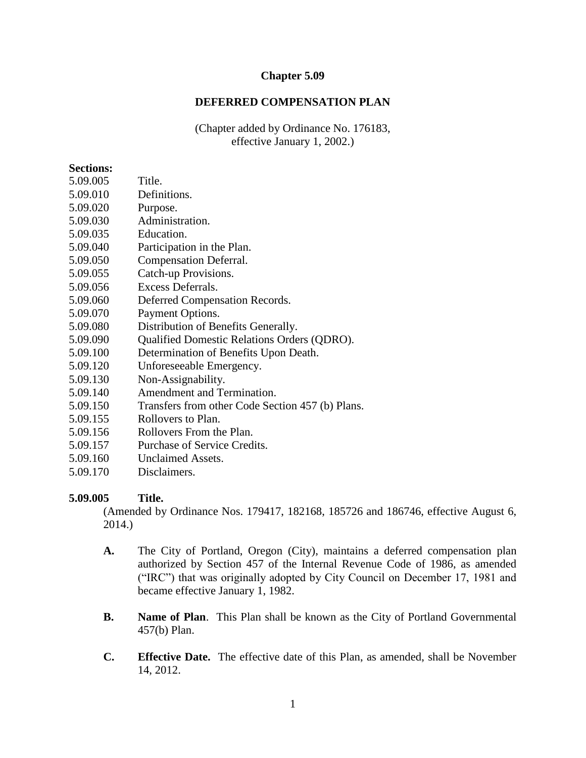# Chapter 5.09

## DEFERRED COMPENSATION PLAN

(Chapter added by Ordinance No. 176183, effective January 1, 2002.)

**Sections:**

5.09.005 Title.
5.09.010 Definitions.
5.09.020 Purpose.
5.09.030 Administration.
5.09.035 Education.
5.09.040 Participation in the Plan.
5.09.050 Compensation Deferral.
5.09.055 Catch-up Provisions.
5.09.056 Excess Deferrals.
5.09.060 Deferred Compensation Records.
5.09.070 Payment Options.
5.09.080 Distribution of Benefits Generally.
5.09.090 Qualified Domestic Relations Orders (QDRO).
5.09.100 Determination of Benefits Upon Death.
5.09.120 Unforeseeable Emergency.
5.09.130 Non-Assignability.
5.09.140 Amendment and Termination.
5.09.150 Transfers from other Code Section 457 (b) Plans.
5.09.155 Rollovers to Plan.
5.09.156 Rollovers From the Plan.
5.09.157 Purchase of Service Credits.
5.09.160 Unclaimed Assets.
5.09.170 Disclaimers.

### 5.09.005 Title.

(Amended by Ordinance Nos. 179417, 182168, 185726 and 186746, effective August 6, 2014.)

**A.** The City of Portland, Oregon (City), maintains a deferred compensation plan authorized by Section 457 of the Internal Revenue Code of 1986, as amended ("IRC") that was originally adopted by City Council on December 17, 1981 and became effective January 1, 1982.

**B.** **Name of Plan**. This Plan shall be known as the City of Portland Governmental 457(b) Plan.

**C.** **Effective Date.** The effective date of this Plan, as amended, shall be November 14, 2012.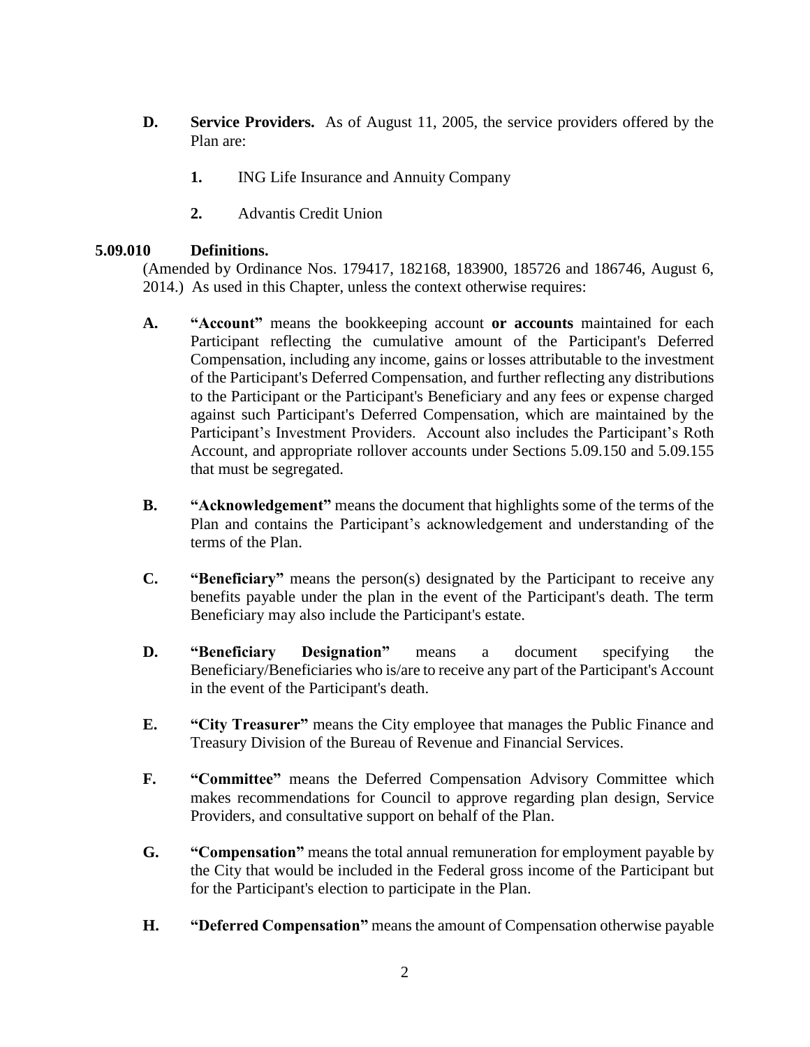**D. Service Providers.** As of August 11, 2005, the service providers offered by the Plan are:

1. ING Life Insurance and Annuity Company

2. Advantis Credit Union

**5.09.010 Definitions.**

(Amended by Ordinance Nos. 179417, 182168, 183900, 185726 and 186746, August 6, 2014.) As used in this Chapter, unless the context otherwise requires:

**A. "Account"** means the bookkeeping account **or accounts** maintained for each Participant reflecting the cumulative amount of the Participant's Deferred Compensation, including any income, gains or losses attributable to the investment of the Participant's Deferred Compensation, and further reflecting any distributions to the Participant or the Participant's Beneficiary and any fees or expense charged against such Participant's Deferred Compensation, which are maintained by the Participant's Investment Providers. Account also includes the Participant's Roth Account, and appropriate rollover accounts under Sections 5.09.150 and 5.09.155 that must be segregated.

**B. "Acknowledgement"** means the document that highlights some of the terms of the Plan and contains the Participant's acknowledgement and understanding of the terms of the Plan.

**C. "Beneficiary"** means the person(s) designated by the Participant to receive any benefits payable under the plan in the event of the Participant's death. The term Beneficiary may also include the Participant's estate.

**D. "Beneficiary Designation"** means a document specifying the Beneficiary/Beneficiaries who is/are to receive any part of the Participant's Account in the event of the Participant's death.

**E. "City Treasurer"** means the City employee that manages the Public Finance and Treasury Division of the Bureau of Revenue and Financial Services.

**F. "Committee"** means the Deferred Compensation Advisory Committee which makes recommendations for Council to approve regarding plan design, Service Providers, and consultative support on behalf of the Plan.

**G. "Compensation"** means the total annual remuneration for employment payable by the City that would be included in the Federal gross income of the Participant but for the Participant's election to participate in the Plan.

**H. "Deferred Compensation"** means the amount of Compensation otherwise payable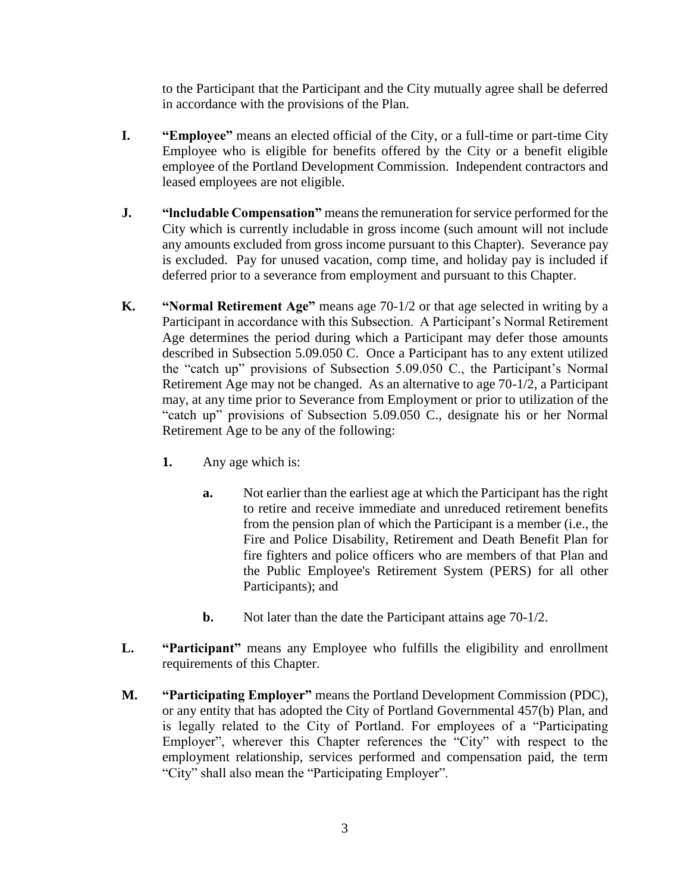to the Participant that the Participant and the City mutually agree shall be deferred in accordance with the provisions of the Plan.

**I. "Employee"** means an elected official of the City, or a full-time or part-time City Employee who is eligible for benefits offered by the City or a benefit eligible employee of the Portland Development Commission. Independent contractors and leased employees are not eligible.

**J. "Includable Compensation"** means the remuneration for service performed for the City which is currently includable in gross income (such amount will not include any amounts excluded from gross income pursuant to this Chapter). Severance pay is excluded. Pay for unused vacation, comp time, and holiday pay is included if deferred prior to a severance from employment and pursuant to this Chapter.

**K. "Normal Retirement Age"** means age 70-1/2 or that age selected in writing by a Participant in accordance with this Subsection. A Participant's Normal Retirement Age determines the period during which a Participant may defer those amounts described in Subsection 5.09.050 C. Once a Participant has to any extent utilized the "catch up" provisions of Subsection 5.09.050 C., the Participant's Normal Retirement Age may not be changed. As an alternative to age 70-1/2, a Participant may, at any time prior to Severance from Employment or prior to utilization of the "catch up" provisions of Subsection 5.09.050 C., designate his or her Normal Retirement Age to be any of the following:

**1.** Any age which is:

**a.** Not earlier than the earliest age at which the Participant has the right to retire and receive immediate and unreduced retirement benefits from the pension plan of which the Participant is a member (i.e., the Fire and Police Disability, Retirement and Death Benefit Plan for fire fighters and police officers who are members of that Plan and the Public Employee's Retirement System (PERS) for all other Participants); and

**b.** Not later than the date the Participant attains age 70-1/2.

**L. "Participant"** means any Employee who fulfills the eligibility and enrollment requirements of this Chapter.

**M. "Participating Employer"** means the Portland Development Commission (PDC), or any entity that has adopted the City of Portland Governmental 457(b) Plan, and is legally related to the City of Portland. For employees of a "Participating Employer", wherever this Chapter references the "City" with respect to the employment relationship, services performed and compensation paid, the term "City" shall also mean the "Participating Employer".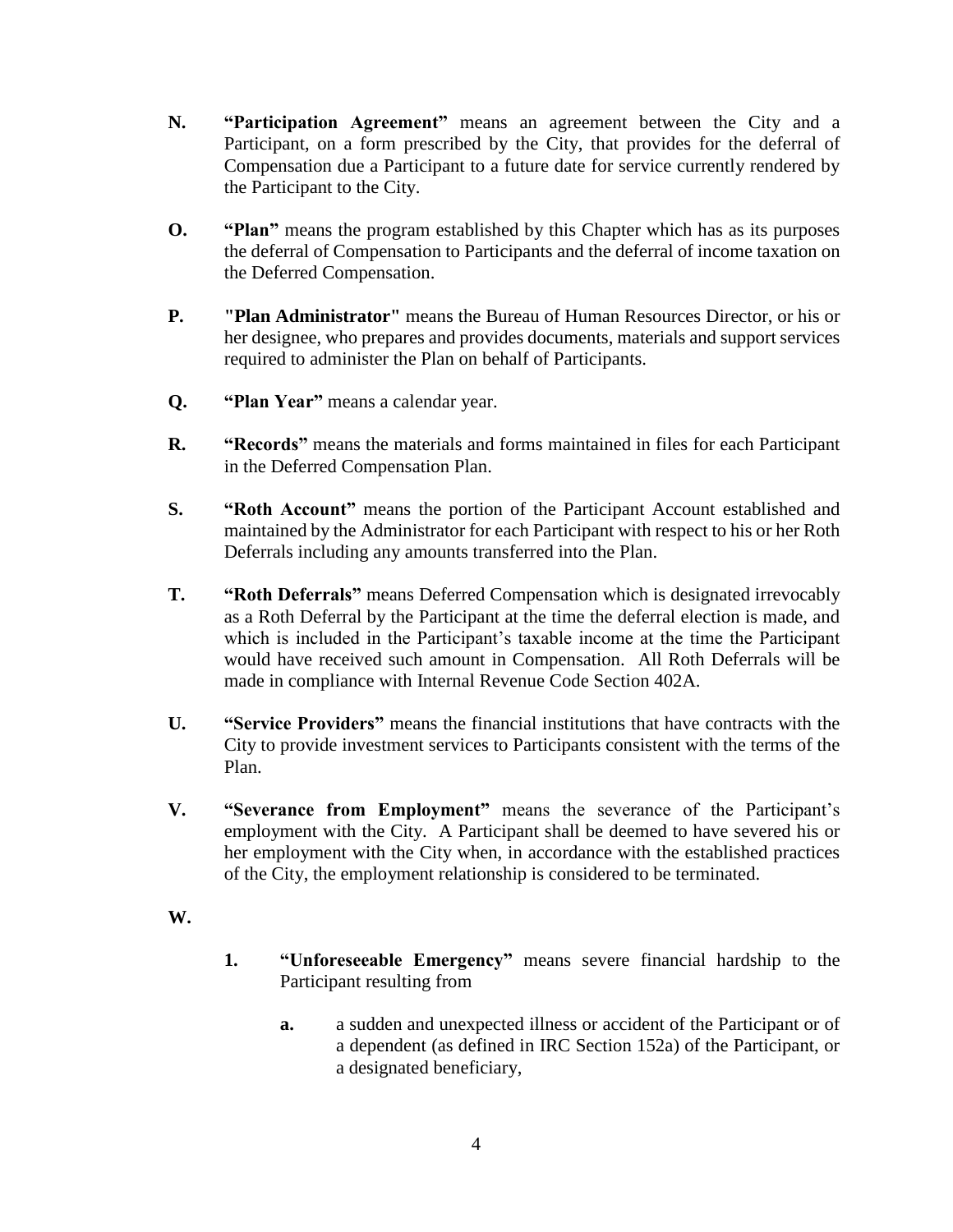**N.** **"Participation Agreement"** means an agreement between the City and a Participant, on a form prescribed by the City, that provides for the deferral of Compensation due a Participant to a future date for service currently rendered by the Participant to the City.

**O.** **"Plan"** means the program established by this Chapter which has as its purposes the deferral of Compensation to Participants and the deferral of income taxation on the Deferred Compensation.

**P.** **"Plan Administrator"** means the Bureau of Human Resources Director, or his or her designee, who prepares and provides documents, materials and support services required to administer the Plan on behalf of Participants.

**Q.** **"Plan Year"** means a calendar year.

**R.** **"Records"** means the materials and forms maintained in files for each Participant in the Deferred Compensation Plan.

**S.** **"Roth Account"** means the portion of the Participant Account established and maintained by the Administrator for each Participant with respect to his or her Roth Deferrals including any amounts transferred into the Plan.

**T.** **"Roth Deferrals"** means Deferred Compensation which is designated irrevocably as a Roth Deferral by the Participant at the time the deferral election is made, and which is included in the Participant's taxable income at the time the Participant would have received such amount in Compensation. All Roth Deferrals will be made in compliance with Internal Revenue Code Section 402A.

**U.** **"Service Providers"** means the financial institutions that have contracts with the City to provide investment services to Participants consistent with the terms of the Plan.

**V.** **"Severance from Employment"** means the severance of the Participant's employment with the City. A Participant shall be deemed to have severed his or her employment with the City when, in accordance with the established practices of the City, the employment relationship is considered to be terminated.

**W.**

**1.** **"Unforeseeable Emergency"** means severe financial hardship to the Participant resulting from

**a.** a sudden and unexpected illness or accident of the Participant or of a dependent (as defined in IRC Section 152a) of the Participant, or a designated beneficiary,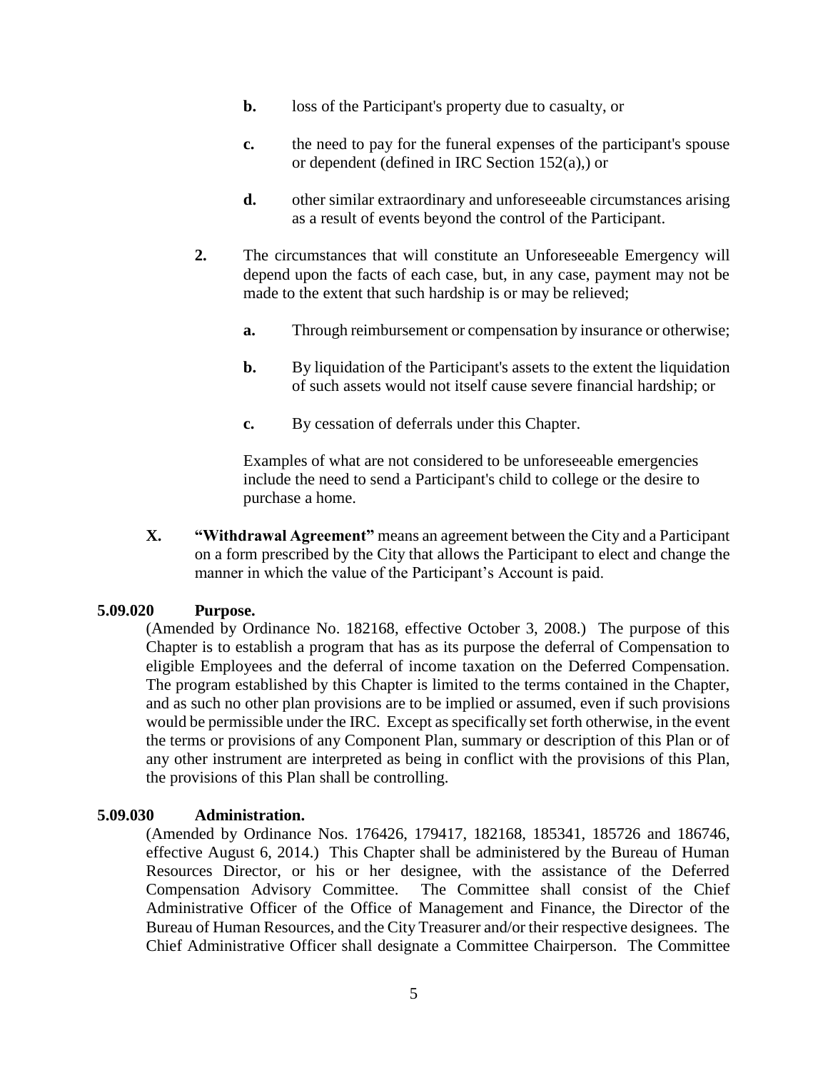- **b.** loss of the Participant's property due to casualty, or
- **c.** the need to pay for the funeral expenses of the participant's spouse or dependent (defined in IRC Section 152(a),) or
- **d.** other similar extraordinary and unforeseeable circumstances arising as a result of events beyond the control of the Participant.

**2.** The circumstances that will constitute an Unforeseeable Emergency will depend upon the facts of each case, but, in any case, payment may not be made to the extent that such hardship is or may be relieved;

- **a.** Through reimbursement or compensation by insurance or otherwise;
- **b.** By liquidation of the Participant's assets to the extent the liquidation of such assets would not itself cause severe financial hardship; or
- **c.** By cessation of deferrals under this Chapter.

Examples of what are not considered to be unforeseeable emergencies include the need to send a Participant's child to college or the desire to purchase a home.

**X.** **"Withdrawal Agreement"** means an agreement between the City and a Participant on a form prescribed by the City that allows the Participant to elect and change the manner in which the value of the Participant's Account is paid.

**5.09.020 Purpose.**

(Amended by Ordinance No. 182168, effective October 3, 2008.) The purpose of this Chapter is to establish a program that has as its purpose the deferral of Compensation to eligible Employees and the deferral of income taxation on the Deferred Compensation. The program established by this Chapter is limited to the terms contained in the Chapter, and as such no other plan provisions are to be implied or assumed, even if such provisions would be permissible under the IRC. Except as specifically set forth otherwise, in the event the terms or provisions of any Component Plan, summary or description of this Plan or of any other instrument are interpreted as being in conflict with the provisions of this Plan, the provisions of this Plan shall be controlling.

**5.09.030 Administration.**

(Amended by Ordinance Nos. 176426, 179417, 182168, 185341, 185726 and 186746, effective August 6, 2014.) This Chapter shall be administered by the Bureau of Human Resources Director, or his or her designee, with the assistance of the Deferred Compensation Advisory Committee. The Committee shall consist of the Chief Administrative Officer of the Office of Management and Finance, the Director of the Bureau of Human Resources, and the City Treasurer and/or their respective designees. The Chief Administrative Officer shall designate a Committee Chairperson. The Committee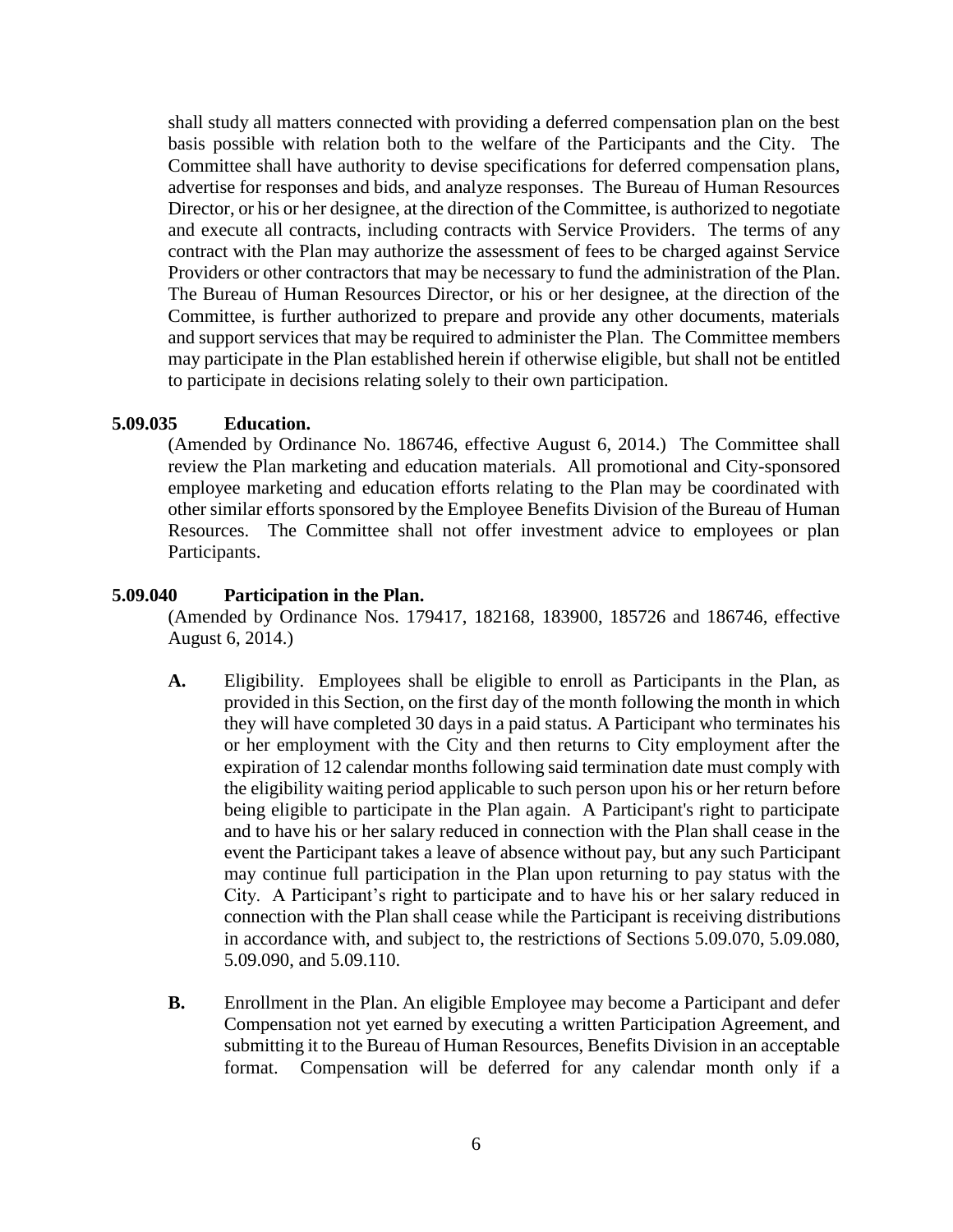shall study all matters connected with providing a deferred compensation plan on the best basis possible with relation both to the welfare of the Participants and the City. The Committee shall have authority to devise specifications for deferred compensation plans, advertise for responses and bids, and analyze responses. The Bureau of Human Resources Director, or his or her designee, at the direction of the Committee, is authorized to negotiate and execute all contracts, including contracts with Service Providers. The terms of any contract with the Plan may authorize the assessment of fees to be charged against Service Providers or other contractors that may be necessary to fund the administration of the Plan. The Bureau of Human Resources Director, or his or her designee, at the direction of the Committee, is further authorized to prepare and provide any other documents, materials and support services that may be required to administer the Plan. The Committee members may participate in the Plan established herein if otherwise eligible, but shall not be entitled to participate in decisions relating solely to their own participation.

**5.09.035 Education.**

(Amended by Ordinance No. 186746, effective August 6, 2014.) The Committee shall review the Plan marketing and education materials. All promotional and City-sponsored employee marketing and education efforts relating to the Plan may be coordinated with other similar efforts sponsored by the Employee Benefits Division of the Bureau of Human Resources. The Committee shall not offer investment advice to employees or plan Participants.

**5.09.040 Participation in the Plan.**

(Amended by Ordinance Nos. 179417, 182168, 183900, 185726 and 186746, effective August 6, 2014.)

**A.** Eligibility. Employees shall be eligible to enroll as Participants in the Plan, as provided in this Section, on the first day of the month following the month in which they will have completed 30 days in a paid status. A Participant who terminates his or her employment with the City and then returns to City employment after the expiration of 12 calendar months following said termination date must comply with the eligibility waiting period applicable to such person upon his or her return before being eligible to participate in the Plan again. A Participant's right to participate and to have his or her salary reduced in connection with the Plan shall cease in the event the Participant takes a leave of absence without pay, but any such Participant may continue full participation in the Plan upon returning to pay status with the City. A Participant's right to participate and to have his or her salary reduced in connection with the Plan shall cease while the Participant is receiving distributions in accordance with, and subject to, the restrictions of Sections 5.09.070, 5.09.080, 5.09.090, and 5.09.110.

**B.** Enrollment in the Plan. An eligible Employee may become a Participant and defer Compensation not yet earned by executing a written Participation Agreement, and submitting it to the Bureau of Human Resources, Benefits Division in an acceptable format. Compensation will be deferred for any calendar month only if a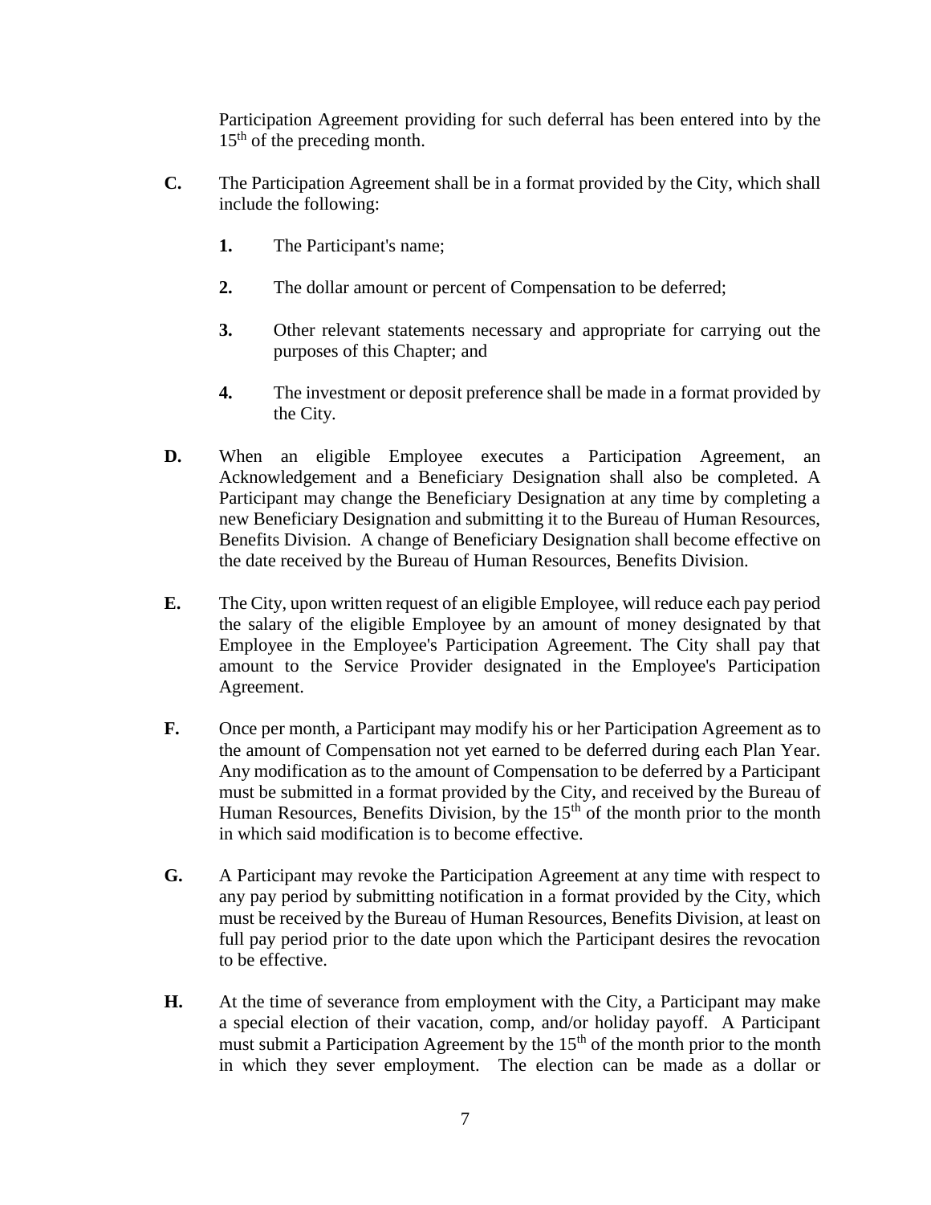Participation Agreement providing for such deferral has been entered into by the 15th of the preceding month.

**C.** The Participation Agreement shall be in a format provided by the City, which shall include the following:

> **1.** The Participant's name;
>
> **2.** The dollar amount or percent of Compensation to be deferred;
>
> **3.** Other relevant statements necessary and appropriate for carrying out the purposes of this Chapter; and
>
> **4.** The investment or deposit preference shall be made in a format provided by the City.

**D.** When an eligible Employee executes a Participation Agreement, an Acknowledgement and a Beneficiary Designation shall also be completed. A Participant may change the Beneficiary Designation at any time by completing a new Beneficiary Designation and submitting it to the Bureau of Human Resources, Benefits Division. A change of Beneficiary Designation shall become effective on the date received by the Bureau of Human Resources, Benefits Division.

**E.** The City, upon written request of an eligible Employee, will reduce each pay period the salary of the eligible Employee by an amount of money designated by that Employee in the Employee's Participation Agreement. The City shall pay that amount to the Service Provider designated in the Employee's Participation Agreement.

**F.** Once per month, a Participant may modify his or her Participation Agreement as to the amount of Compensation not yet earned to be deferred during each Plan Year. Any modification as to the amount of Compensation to be deferred by a Participant must be submitted in a format provided by the City, and received by the Bureau of Human Resources, Benefits Division, by the 15th of the month prior to the month in which said modification is to become effective.

**G.** A Participant may revoke the Participation Agreement at any time with respect to any pay period by submitting notification in a format provided by the City, which must be received by the Bureau of Human Resources, Benefits Division, at least on full pay period prior to the date upon which the Participant desires the revocation to be effective.

**H.** At the time of severance from employment with the City, a Participant may make a special election of their vacation, comp, and/or holiday payoff. A Participant must submit a Participation Agreement by the 15th of the month prior to the month in which they sever employment. The election can be made as a dollar or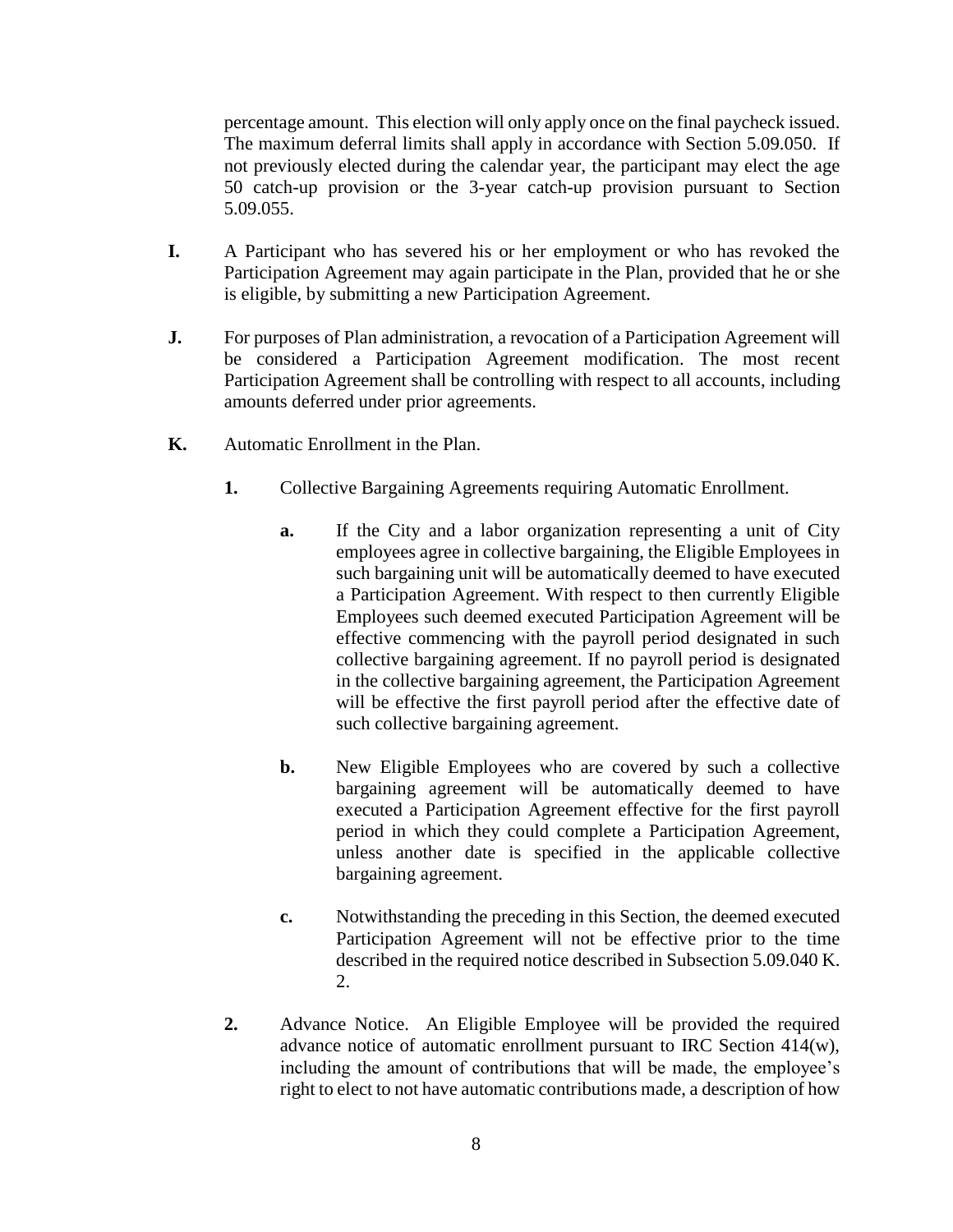percentage amount. This election will only apply once on the final paycheck issued. The maximum deferral limits shall apply in accordance with Section 5.09.050. If not previously elected during the calendar year, the participant may elect the age 50 catch-up provision or the 3-year catch-up provision pursuant to Section 5.09.055.

**I.** A Participant who has severed his or her employment or who has revoked the Participation Agreement may again participate in the Plan, provided that he or she is eligible, by submitting a new Participation Agreement.

**J.** For purposes of Plan administration, a revocation of a Participation Agreement will be considered a Participation Agreement modification. The most recent Participation Agreement shall be controlling with respect to all accounts, including amounts deferred under prior agreements.

**K.** Automatic Enrollment in the Plan.

**1.** Collective Bargaining Agreements requiring Automatic Enrollment.

**a.** If the City and a labor organization representing a unit of City employees agree in collective bargaining, the Eligible Employees in such bargaining unit will be automatically deemed to have executed a Participation Agreement. With respect to then currently Eligible Employees such deemed executed Participation Agreement will be effective commencing with the payroll period designated in such collective bargaining agreement. If no payroll period is designated in the collective bargaining agreement, the Participation Agreement will be effective the first payroll period after the effective date of such collective bargaining agreement.

**b.** New Eligible Employees who are covered by such a collective bargaining agreement will be automatically deemed to have executed a Participation Agreement effective for the first payroll period in which they could complete a Participation Agreement, unless another date is specified in the applicable collective bargaining agreement.

**c.** Notwithstanding the preceding in this Section, the deemed executed Participation Agreement will not be effective prior to the time described in the required notice described in Subsection 5.09.040 K. 2.

**2.** Advance Notice. An Eligible Employee will be provided the required advance notice of automatic enrollment pursuant to IRC Section 414(w), including the amount of contributions that will be made, the employee's right to elect to not have automatic contributions made, a description of how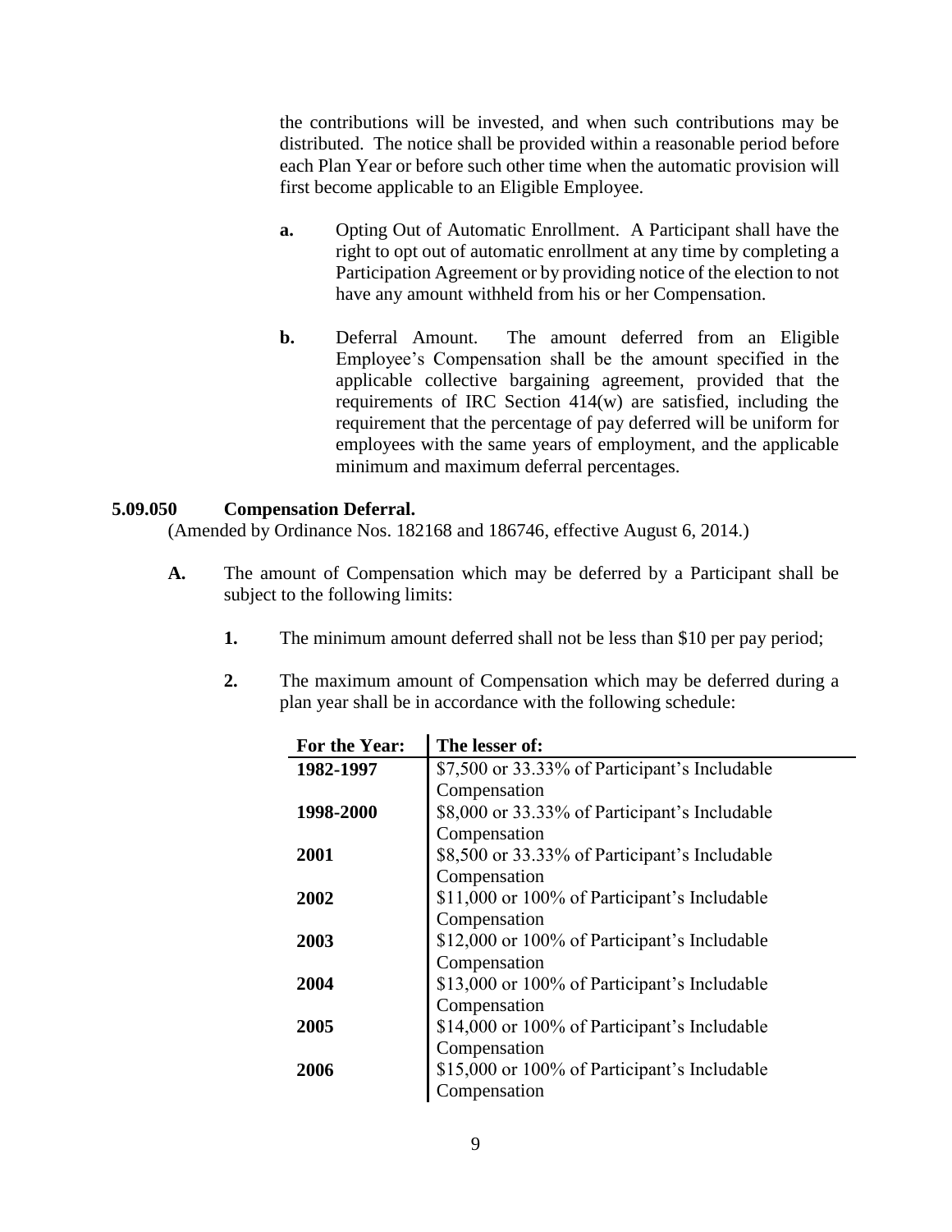the contributions will be invested, and when such contributions may be distributed. The notice shall be provided within a reasonable period before each Plan Year or before such other time when the automatic provision will first become applicable to an Eligible Employee.

**a.** Opting Out of Automatic Enrollment. A Participant shall have the right to opt out of automatic enrollment at any time by completing a Participation Agreement or by providing notice of the election to not have any amount withheld from his or her Compensation.

**b.** Deferral Amount. The amount deferred from an Eligible Employee's Compensation shall be the amount specified in the applicable collective bargaining agreement, provided that the requirements of IRC Section 414(w) are satisfied, including the requirement that the percentage of pay deferred will be uniform for employees with the same years of employment, and the applicable minimum and maximum deferral percentages.

### 5.09.050 Compensation Deferral.

(Amended by Ordinance Nos. 182168 and 186746, effective August 6, 2014.)

**A.** The amount of Compensation which may be deferred by a Participant shall be subject to the following limits:

**1.** The minimum amount deferred shall not be less than $10 per pay period;

**2.** The maximum amount of Compensation which may be deferred during a plan year shall be in accordance with the following schedule:

| For the Year: | The lesser of: |
|---|---|
| **1982-1997** | $7,500 or 33.33% of Participant's Includable Compensation |
| **1998-2000** | $8,000 or 33.33% of Participant's Includable Compensation |
| **2001** | $8,500 or 33.33% of Participant's Includable Compensation |
| **2002** | $11,000 or 100% of Participant's Includable Compensation |
| **2003** | $12,000 or 100% of Participant's Includable Compensation |
| **2004** | $13,000 or 100% of Participant's Includable Compensation |
| **2005** | $14,000 or 100% of Participant's Includable Compensation |
| **2006** | $15,000 or 100% of Participant's Includable Compensation |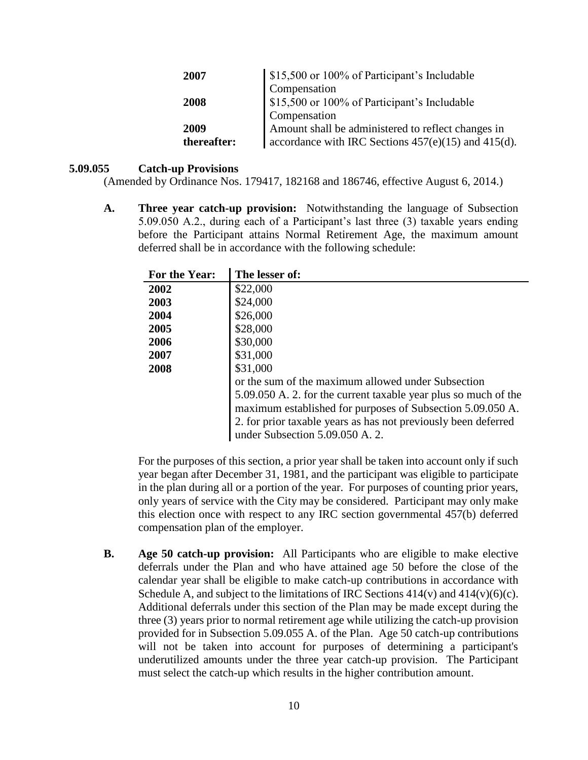| | |
|---|---|
| **2007** | $15,500 or 100% of Participant's Includable Compensation |
| **2008** | $15,500 or 100% of Participant's Includable Compensation |
| **2009 thereafter:** | Amount shall be administered to reflect changes in accordance with IRC Sections 457(e)(15) and 415(d). |

### 5.09.055 Catch-up Provisions

(Amended by Ordinance Nos. 179417, 182168 and 186746, effective August 6, 2014.)

**A. Three year catch-up provision:** Notwithstanding the language of Subsection 5.09.050 A.2., during each of a Participant's last three (3) taxable years ending before the Participant attains Normal Retirement Age, the maximum amount deferred shall be in accordance with the following schedule:

| For the Year: | The lesser of: |
|---|---|
| **2002** | $22,000 |
| **2003** | $24,000 |
| **2004** | $26,000 |
| **2005** | $28,000 |
| **2006** | $30,000 |
| **2007** | $31,000 |
| **2008** | $31,000 |
| | or the sum of the maximum allowed under Subsection 5.09.050 A. 2. for the current taxable year plus so much of the maximum established for purposes of Subsection 5.09.050 A. 2. for prior taxable years as has not previously been deferred under Subsection 5.09.050 A. 2. |

For the purposes of this section, a prior year shall be taken into account only if such year began after December 31, 1981, and the participant was eligible to participate in the plan during all or a portion of the year. For purposes of counting prior years, only years of service with the City may be considered. Participant may only make this election once with respect to any IRC section governmental 457(b) deferred compensation plan of the employer.

**B. Age 50 catch-up provision:** All Participants who are eligible to make elective deferrals under the Plan and who have attained age 50 before the close of the calendar year shall be eligible to make catch-up contributions in accordance with Schedule A, and subject to the limitations of IRC Sections 414(v) and 414(v)(6)(c). Additional deferrals under this section of the Plan may be made except during the three (3) years prior to normal retirement age while utilizing the catch-up provision provided for in Subsection 5.09.055 A. of the Plan. Age 50 catch-up contributions will not be taken into account for purposes of determining a participant's underutilized amounts under the three year catch-up provision. The Participant must select the catch-up which results in the higher contribution amount.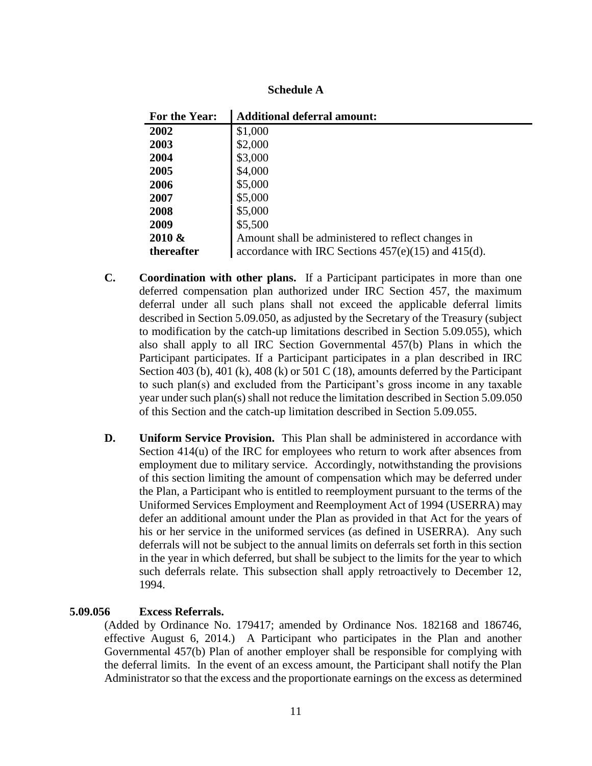**Schedule A**

| For the Year: | Additional deferral amount: |
|---|---|
| **2002** | $1,000 |
| **2003** | $2,000 |
| **2004** | $3,000 |
| **2005** | $4,000 |
| **2006** | $5,000 |
| **2007** | $5,000 |
| **2008** | $5,000 |
| **2009** | $5,500 |
| **2010 & thereafter** | Amount shall be administered to reflect changes in accordance with IRC Sections 457(e)(15) and 415(d). |

**C. Coordination with other plans.** If a Participant participates in more than one deferred compensation plan authorized under IRC Section 457, the maximum deferral under all such plans shall not exceed the applicable deferral limits described in Section 5.09.050, as adjusted by the Secretary of the Treasury (subject to modification by the catch-up limitations described in Section 5.09.055), which also shall apply to all IRC Section Governmental 457(b) Plans in which the Participant participates. If a Participant participates in a plan described in IRC Section 403 (b), 401 (k), 408 (k) or 501 C (18), amounts deferred by the Participant to such plan(s) and excluded from the Participant's gross income in any taxable year under such plan(s) shall not reduce the limitation described in Section 5.09.050 of this Section and the catch-up limitation described in Section 5.09.055.

**D. Uniform Service Provision.** This Plan shall be administered in accordance with Section 414(u) of the IRC for employees who return to work after absences from employment due to military service. Accordingly, notwithstanding the provisions of this section limiting the amount of compensation which may be deferred under the Plan, a Participant who is entitled to reemployment pursuant to the terms of the Uniformed Services Employment and Reemployment Act of 1994 (USERRA) may defer an additional amount under the Plan as provided in that Act for the years of his or her service in the uniformed services (as defined in USERRA). Any such deferrals will not be subject to the annual limits on deferrals set forth in this section in the year in which deferred, but shall be subject to the limits for the year to which such deferrals relate. This subsection shall apply retroactively to December 12, 1994.

### 5.09.056 Excess Referrals.

(Added by Ordinance No. 179417; amended by Ordinance Nos. 182168 and 186746, effective August 6, 2014.) A Participant who participates in the Plan and another Governmental 457(b) Plan of another employer shall be responsible for complying with the deferral limits. In the event of an excess amount, the Participant shall notify the Plan Administrator so that the excess and the proportionate earnings on the excess as determined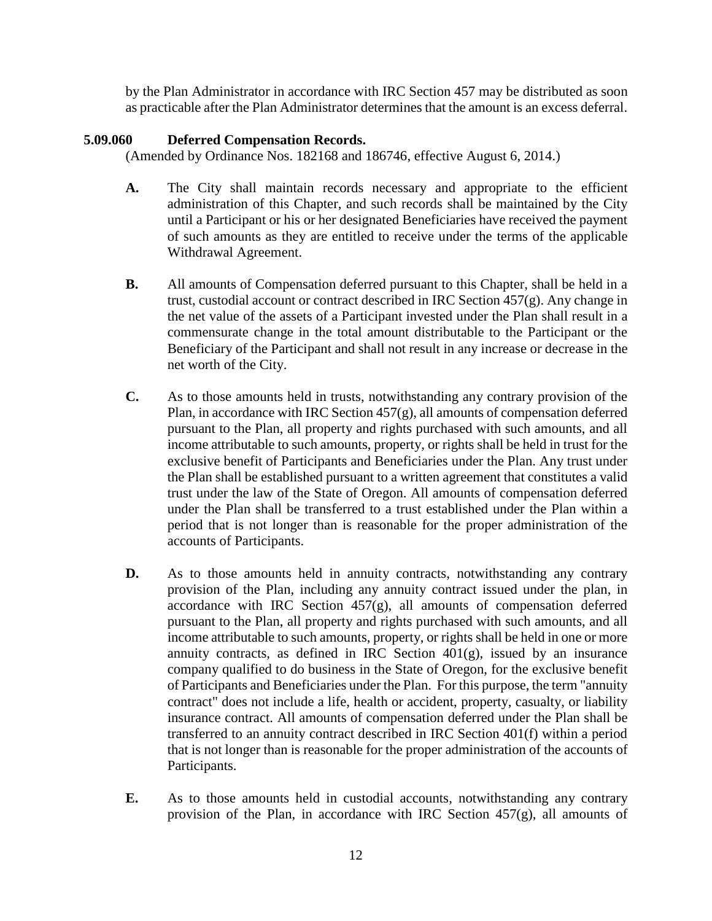by the Plan Administrator in accordance with IRC Section 457 may be distributed as soon as practicable after the Plan Administrator determines that the amount is an excess deferral.

### 5.09.060 Deferred Compensation Records.

(Amended by Ordinance Nos. 182168 and 186746, effective August 6, 2014.)

**A.** The City shall maintain records necessary and appropriate to the efficient administration of this Chapter, and such records shall be maintained by the City until a Participant or his or her designated Beneficiaries have received the payment of such amounts as they are entitled to receive under the terms of the applicable Withdrawal Agreement.

**B.** All amounts of Compensation deferred pursuant to this Chapter, shall be held in a trust, custodial account or contract described in IRC Section 457(g). Any change in the net value of the assets of a Participant invested under the Plan shall result in a commensurate change in the total amount distributable to the Participant or the Beneficiary of the Participant and shall not result in any increase or decrease in the net worth of the City.

**C.** As to those amounts held in trusts, notwithstanding any contrary provision of the Plan, in accordance with IRC Section 457(g), all amounts of compensation deferred pursuant to the Plan, all property and rights purchased with such amounts, and all income attributable to such amounts, property, or rights shall be held in trust for the exclusive benefit of Participants and Beneficiaries under the Plan. Any trust under the Plan shall be established pursuant to a written agreement that constitutes a valid trust under the law of the State of Oregon. All amounts of compensation deferred under the Plan shall be transferred to a trust established under the Plan within a period that is not longer than is reasonable for the proper administration of the accounts of Participants.

**D.** As to those amounts held in annuity contracts, notwithstanding any contrary provision of the Plan, including any annuity contract issued under the plan, in accordance with IRC Section 457(g), all amounts of compensation deferred pursuant to the Plan, all property and rights purchased with such amounts, and all income attributable to such amounts, property, or rights shall be held in one or more annuity contracts, as defined in IRC Section 401(g), issued by an insurance company qualified to do business in the State of Oregon, for the exclusive benefit of Participants and Beneficiaries under the Plan. For this purpose, the term "annuity contract" does not include a life, health or accident, property, casualty, or liability insurance contract. All amounts of compensation deferred under the Plan shall be transferred to an annuity contract described in IRC Section 401(f) within a period that is not longer than is reasonable for the proper administration of the accounts of Participants.

**E.** As to those amounts held in custodial accounts, notwithstanding any contrary provision of the Plan, in accordance with IRC Section 457(g), all amounts of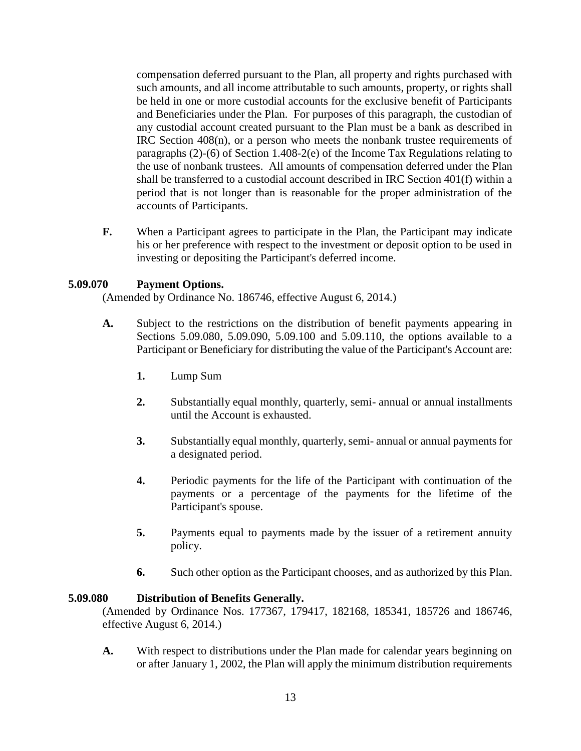compensation deferred pursuant to the Plan, all property and rights purchased with such amounts, and all income attributable to such amounts, property, or rights shall be held in one or more custodial accounts for the exclusive benefit of Participants and Beneficiaries under the Plan. For purposes of this paragraph, the custodian of any custodial account created pursuant to the Plan must be a bank as described in IRC Section 408(n), or a person who meets the nonbank trustee requirements of paragraphs (2)-(6) of Section 1.408-2(e) of the Income Tax Regulations relating to the use of nonbank trustees. All amounts of compensation deferred under the Plan shall be transferred to a custodial account described in IRC Section 401(f) within a period that is not longer than is reasonable for the proper administration of the accounts of Participants.

**F.** When a Participant agrees to participate in the Plan, the Participant may indicate his or her preference with respect to the investment or deposit option to be used in investing or depositing the Participant's deferred income.

### 5.09.070 Payment Options.

(Amended by Ordinance No. 186746, effective August 6, 2014.)

**A.** Subject to the restrictions on the distribution of benefit payments appearing in Sections 5.09.080, 5.09.090, 5.09.100 and 5.09.110, the options available to a Participant or Beneficiary for distributing the value of the Participant's Account are:

**1.** Lump Sum

**2.** Substantially equal monthly, quarterly, semi- annual or annual installments until the Account is exhausted.

**3.** Substantially equal monthly, quarterly, semi- annual or annual payments for a designated period.

**4.** Periodic payments for the life of the Participant with continuation of the payments or a percentage of the payments for the lifetime of the Participant's spouse.

**5.** Payments equal to payments made by the issuer of a retirement annuity policy.

**6.** Such other option as the Participant chooses, and as authorized by this Plan.

### 5.09.080 Distribution of Benefits Generally.

(Amended by Ordinance Nos. 177367, 179417, 182168, 185341, 185726 and 186746, effective August 6, 2014.)

**A.** With respect to distributions under the Plan made for calendar years beginning on or after January 1, 2002, the Plan will apply the minimum distribution requirements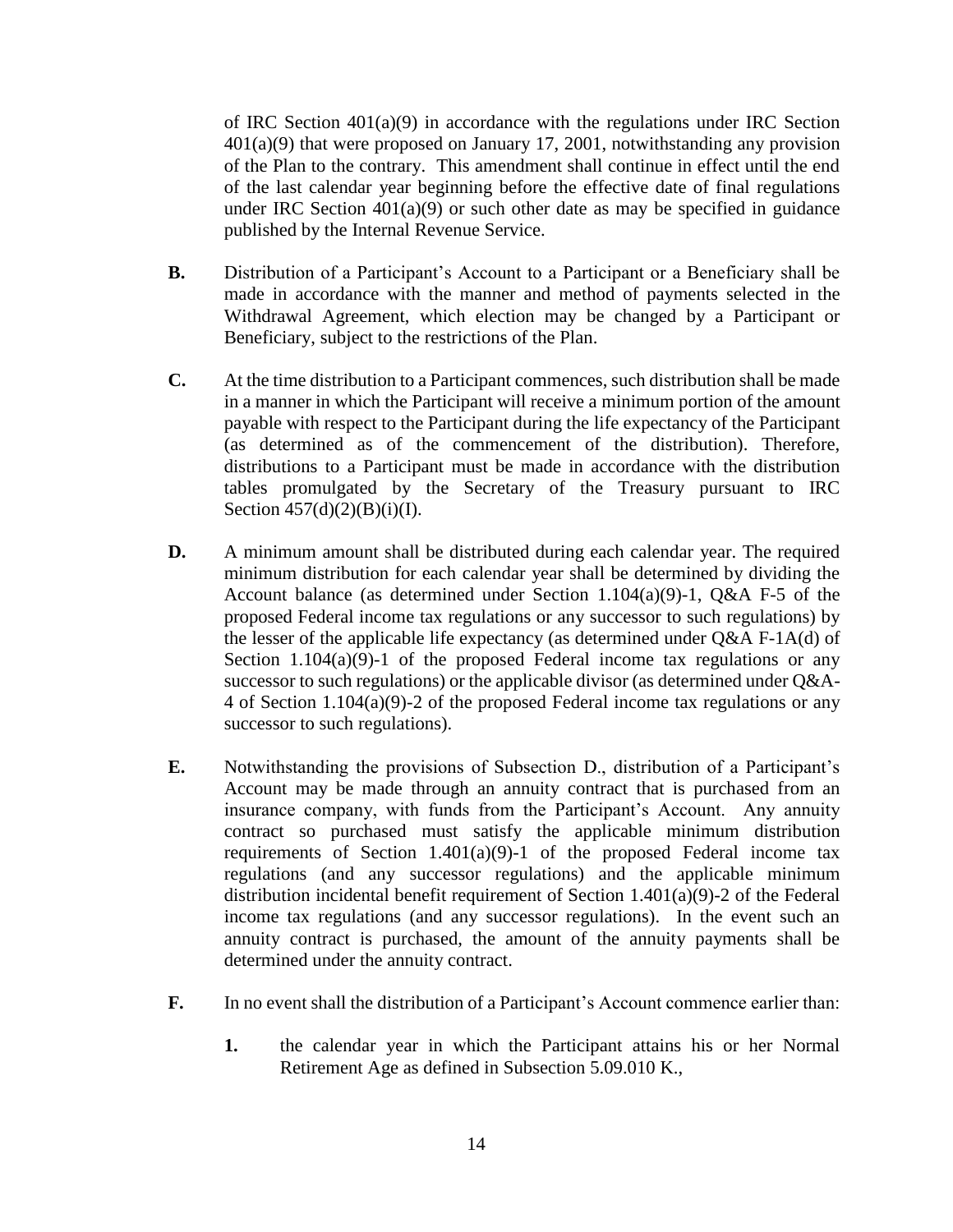of IRC Section 401(a)(9) in accordance with the regulations under IRC Section 401(a)(9) that were proposed on January 17, 2001, notwithstanding any provision of the Plan to the contrary. This amendment shall continue in effect until the end of the last calendar year beginning before the effective date of final regulations under IRC Section 401(a)(9) or such other date as may be specified in guidance published by the Internal Revenue Service.

**B.** Distribution of a Participant's Account to a Participant or a Beneficiary shall be made in accordance with the manner and method of payments selected in the Withdrawal Agreement, which election may be changed by a Participant or Beneficiary, subject to the restrictions of the Plan.

**C.** At the time distribution to a Participant commences, such distribution shall be made in a manner in which the Participant will receive a minimum portion of the amount payable with respect to the Participant during the life expectancy of the Participant (as determined as of the commencement of the distribution). Therefore, distributions to a Participant must be made in accordance with the distribution tables promulgated by the Secretary of the Treasury pursuant to IRC Section 457(d)(2)(B)(i)(I).

**D.** A minimum amount shall be distributed during each calendar year. The required minimum distribution for each calendar year shall be determined by dividing the Account balance (as determined under Section 1.104(a)(9)-1, Q&A F-5 of the proposed Federal income tax regulations or any successor to such regulations) by the lesser of the applicable life expectancy (as determined under Q&A F-1A(d) of Section 1.104(a)(9)-1 of the proposed Federal income tax regulations or any successor to such regulations) or the applicable divisor (as determined under Q&A-4 of Section 1.104(a)(9)-2 of the proposed Federal income tax regulations or any successor to such regulations).

**E.** Notwithstanding the provisions of Subsection D., distribution of a Participant's Account may be made through an annuity contract that is purchased from an insurance company, with funds from the Participant's Account. Any annuity contract so purchased must satisfy the applicable minimum distribution requirements of Section 1.401(a)(9)-1 of the proposed Federal income tax regulations (and any successor regulations) and the applicable minimum distribution incidental benefit requirement of Section 1.401(a)(9)-2 of the Federal income tax regulations (and any successor regulations). In the event such an annuity contract is purchased, the amount of the annuity payments shall be determined under the annuity contract.

**F.** In no event shall the distribution of a Participant's Account commence earlier than:

**1.** the calendar year in which the Participant attains his or her Normal Retirement Age as defined in Subsection 5.09.010 K.,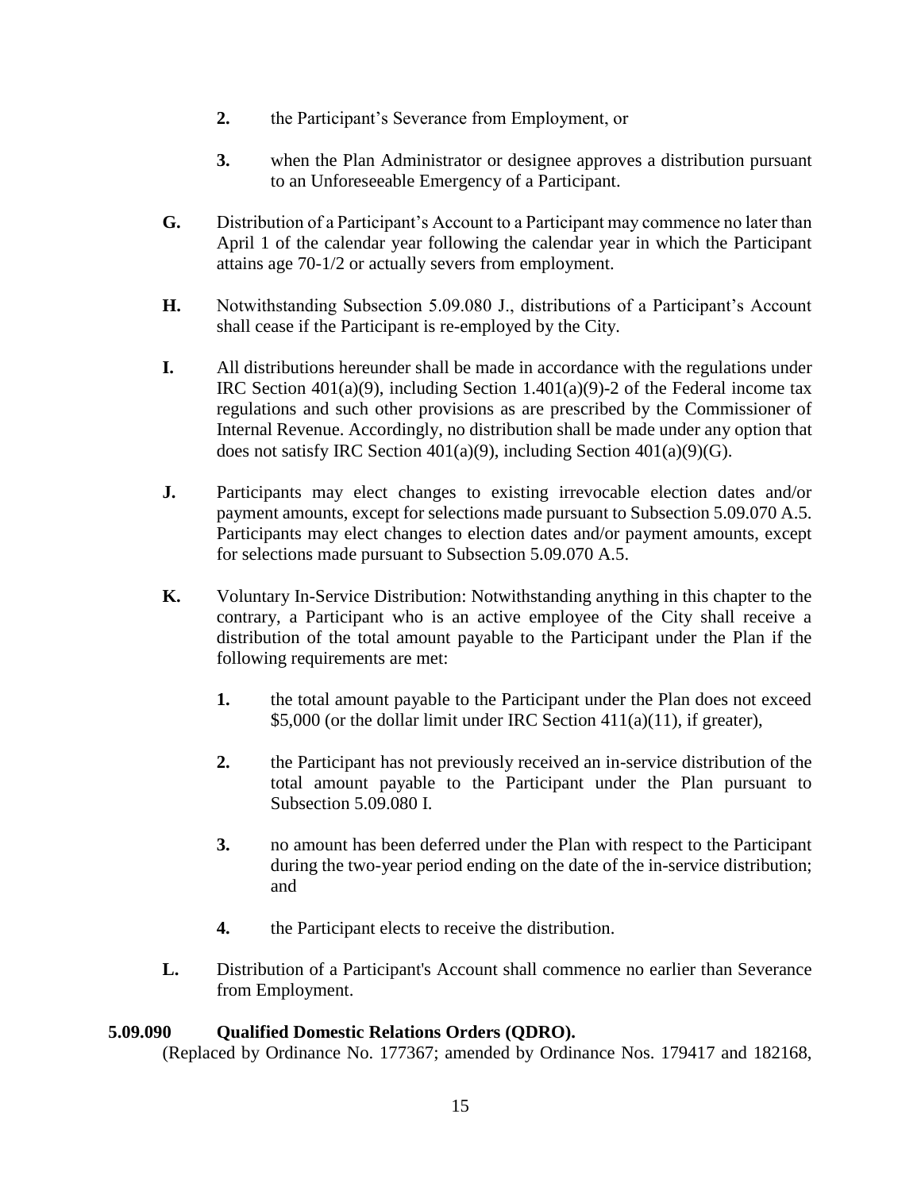**2.** the Participant's Severance from Employment, or

**3.** when the Plan Administrator or designee approves a distribution pursuant to an Unforeseeable Emergency of a Participant.

**G.** Distribution of a Participant's Account to a Participant may commence no later than April 1 of the calendar year following the calendar year in which the Participant attains age 70-1/2 or actually severs from employment.

**H.** Notwithstanding Subsection 5.09.080 J., distributions of a Participant's Account shall cease if the Participant is re-employed by the City.

**I.** All distributions hereunder shall be made in accordance with the regulations under IRC Section 401(a)(9), including Section 1.401(a)(9)-2 of the Federal income tax regulations and such other provisions as are prescribed by the Commissioner of Internal Revenue. Accordingly, no distribution shall be made under any option that does not satisfy IRC Section 401(a)(9), including Section 401(a)(9)(G).

**J.** Participants may elect changes to existing irrevocable election dates and/or payment amounts, except for selections made pursuant to Subsection 5.09.070 A.5. Participants may elect changes to election dates and/or payment amounts, except for selections made pursuant to Subsection 5.09.070 A.5.

**K.** Voluntary In-Service Distribution: Notwithstanding anything in this chapter to the contrary, a Participant who is an active employee of the City shall receive a distribution of the total amount payable to the Participant under the Plan if the following requirements are met:

**1.** the total amount payable to the Participant under the Plan does not exceed $5,000 (or the dollar limit under IRC Section 411(a)(11), if greater),

**2.** the Participant has not previously received an in-service distribution of the total amount payable to the Participant under the Plan pursuant to Subsection 5.09.080 I.

**3.** no amount has been deferred under the Plan with respect to the Participant during the two-year period ending on the date of the in-service distribution; and

**4.** the Participant elects to receive the distribution.

**L.** Distribution of a Participant's Account shall commence no earlier than Severance from Employment.

### 5.09.090 Qualified Domestic Relations Orders (QDRO).

(Replaced by Ordinance No. 177367; amended by Ordinance Nos. 179417 and 182168,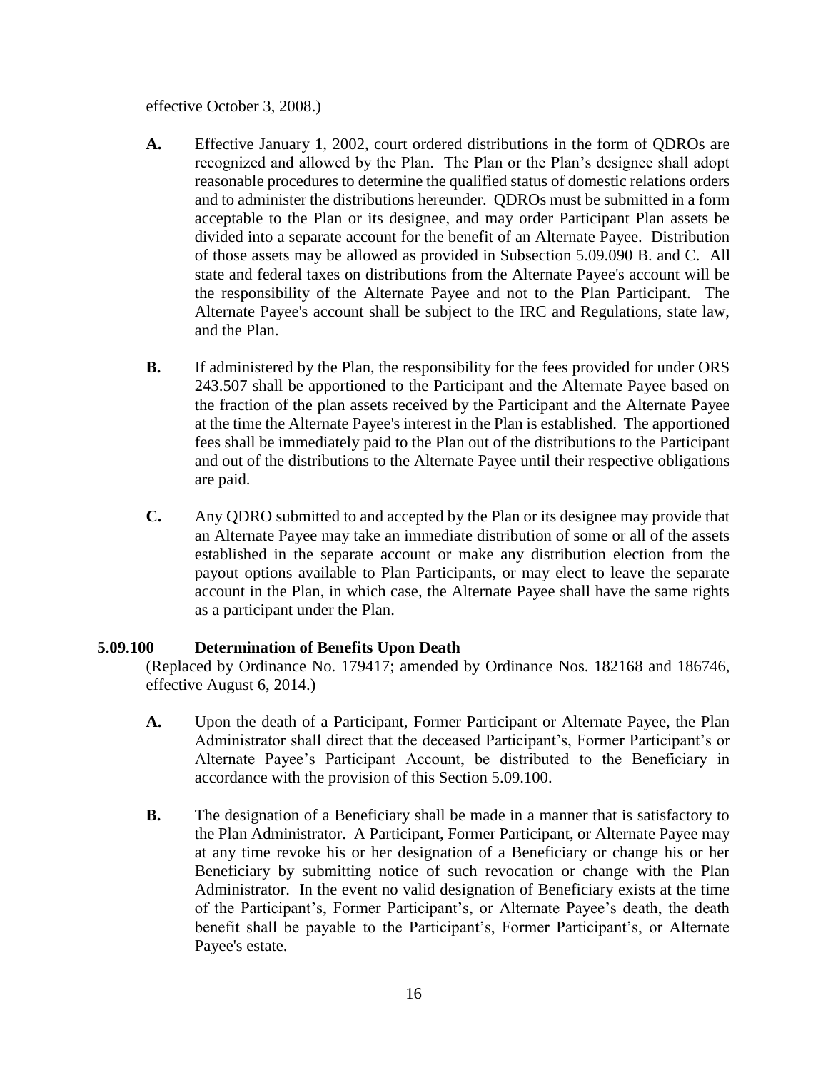effective October 3, 2008.)

**A.** Effective January 1, 2002, court ordered distributions in the form of QDROs are recognized and allowed by the Plan. The Plan or the Plan's designee shall adopt reasonable procedures to determine the qualified status of domestic relations orders and to administer the distributions hereunder. QDROs must be submitted in a form acceptable to the Plan or its designee, and may order Participant Plan assets be divided into a separate account for the benefit of an Alternate Payee. Distribution of those assets may be allowed as provided in Subsection 5.09.090 B. and C. All state and federal taxes on distributions from the Alternate Payee's account will be the responsibility of the Alternate Payee and not to the Plan Participant. The Alternate Payee's account shall be subject to the IRC and Regulations, state law, and the Plan.

**B.** If administered by the Plan, the responsibility for the fees provided for under ORS 243.507 shall be apportioned to the Participant and the Alternate Payee based on the fraction of the plan assets received by the Participant and the Alternate Payee at the time the Alternate Payee's interest in the Plan is established. The apportioned fees shall be immediately paid to the Plan out of the distributions to the Participant and out of the distributions to the Alternate Payee until their respective obligations are paid.

**C.** Any QDRO submitted to and accepted by the Plan or its designee may provide that an Alternate Payee may take an immediate distribution of some or all of the assets established in the separate account or make any distribution election from the payout options available to Plan Participants, or may elect to leave the separate account in the Plan, in which case, the Alternate Payee shall have the same rights as a participant under the Plan.

### 5.09.100 Determination of Benefits Upon Death

(Replaced by Ordinance No. 179417; amended by Ordinance Nos. 182168 and 186746, effective August 6, 2014.)

**A.** Upon the death of a Participant, Former Participant or Alternate Payee, the Plan Administrator shall direct that the deceased Participant's, Former Participant's or Alternate Payee's Participant Account, be distributed to the Beneficiary in accordance with the provision of this Section 5.09.100.

**B.** The designation of a Beneficiary shall be made in a manner that is satisfactory to the Plan Administrator. A Participant, Former Participant, or Alternate Payee may at any time revoke his or her designation of a Beneficiary or change his or her Beneficiary by submitting notice of such revocation or change with the Plan Administrator. In the event no valid designation of Beneficiary exists at the time of the Participant's, Former Participant's, or Alternate Payee's death, the death benefit shall be payable to the Participant's, Former Participant's, or Alternate Payee's estate.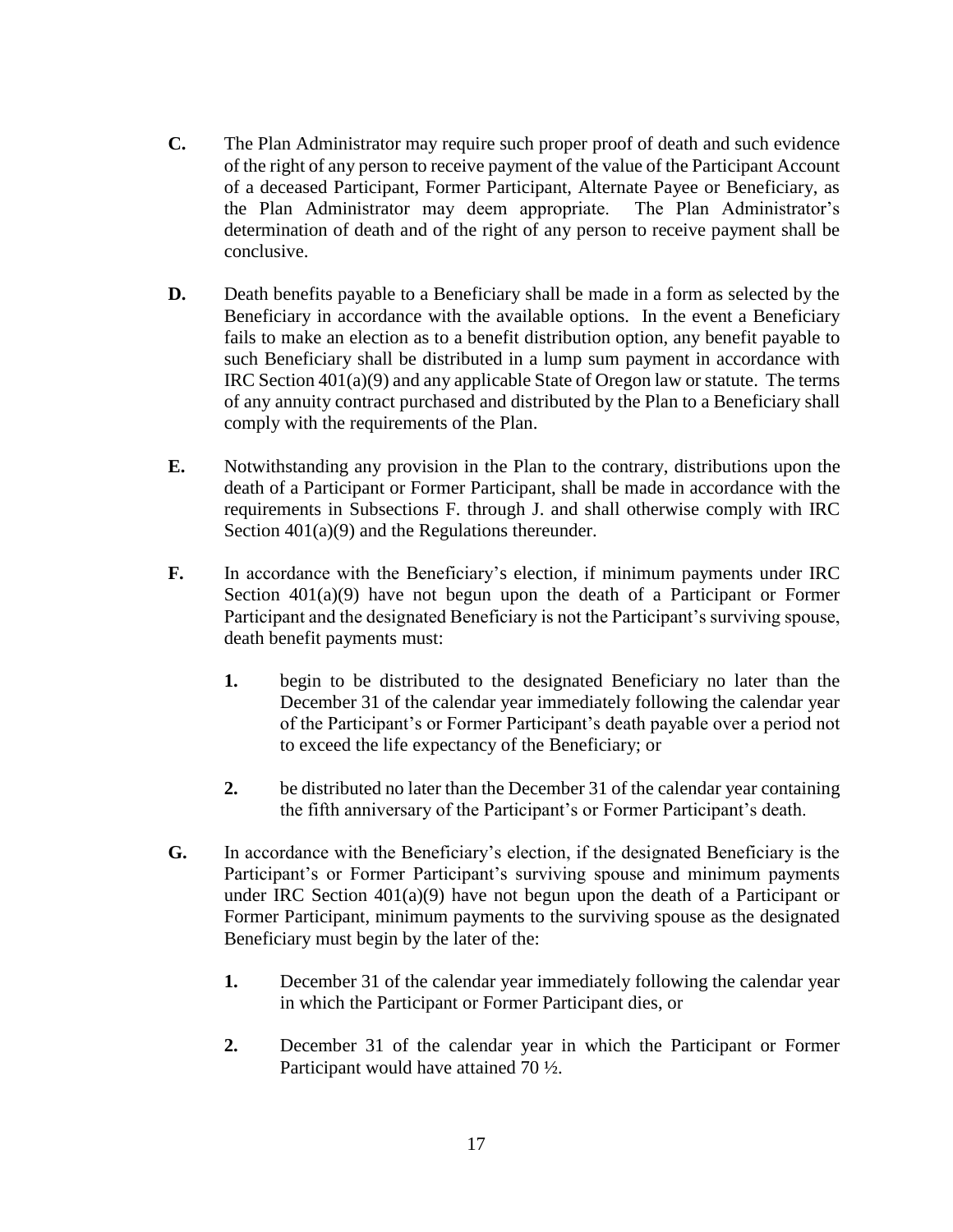**C.** The Plan Administrator may require such proper proof of death and such evidence of the right of any person to receive payment of the value of the Participant Account of a deceased Participant, Former Participant, Alternate Payee or Beneficiary, as the Plan Administrator may deem appropriate. The Plan Administrator's determination of death and of the right of any person to receive payment shall be conclusive.

**D.** Death benefits payable to a Beneficiary shall be made in a form as selected by the Beneficiary in accordance with the available options. In the event a Beneficiary fails to make an election as to a benefit distribution option, any benefit payable to such Beneficiary shall be distributed in a lump sum payment in accordance with IRC Section 401(a)(9) and any applicable State of Oregon law or statute. The terms of any annuity contract purchased and distributed by the Plan to a Beneficiary shall comply with the requirements of the Plan.

**E.** Notwithstanding any provision in the Plan to the contrary, distributions upon the death of a Participant or Former Participant, shall be made in accordance with the requirements in Subsections F. through J. and shall otherwise comply with IRC Section 401(a)(9) and the Regulations thereunder.

**F.** In accordance with the Beneficiary's election, if minimum payments under IRC Section 401(a)(9) have not begun upon the death of a Participant or Former Participant and the designated Beneficiary is not the Participant's surviving spouse, death benefit payments must:

> **1.** begin to be distributed to the designated Beneficiary no later than the December 31 of the calendar year immediately following the calendar year of the Participant's or Former Participant's death payable over a period not to exceed the life expectancy of the Beneficiary; or
>
> **2.** be distributed no later than the December 31 of the calendar year containing the fifth anniversary of the Participant's or Former Participant's death.

**G.** In accordance with the Beneficiary's election, if the designated Beneficiary is the Participant's or Former Participant's surviving spouse and minimum payments under IRC Section 401(a)(9) have not begun upon the death of a Participant or Former Participant, minimum payments to the surviving spouse as the designated Beneficiary must begin by the later of the:

> **1.** December 31 of the calendar year immediately following the calendar year in which the Participant or Former Participant dies, or
>
> **2.** December 31 of the calendar year in which the Participant or Former Participant would have attained 70 ½.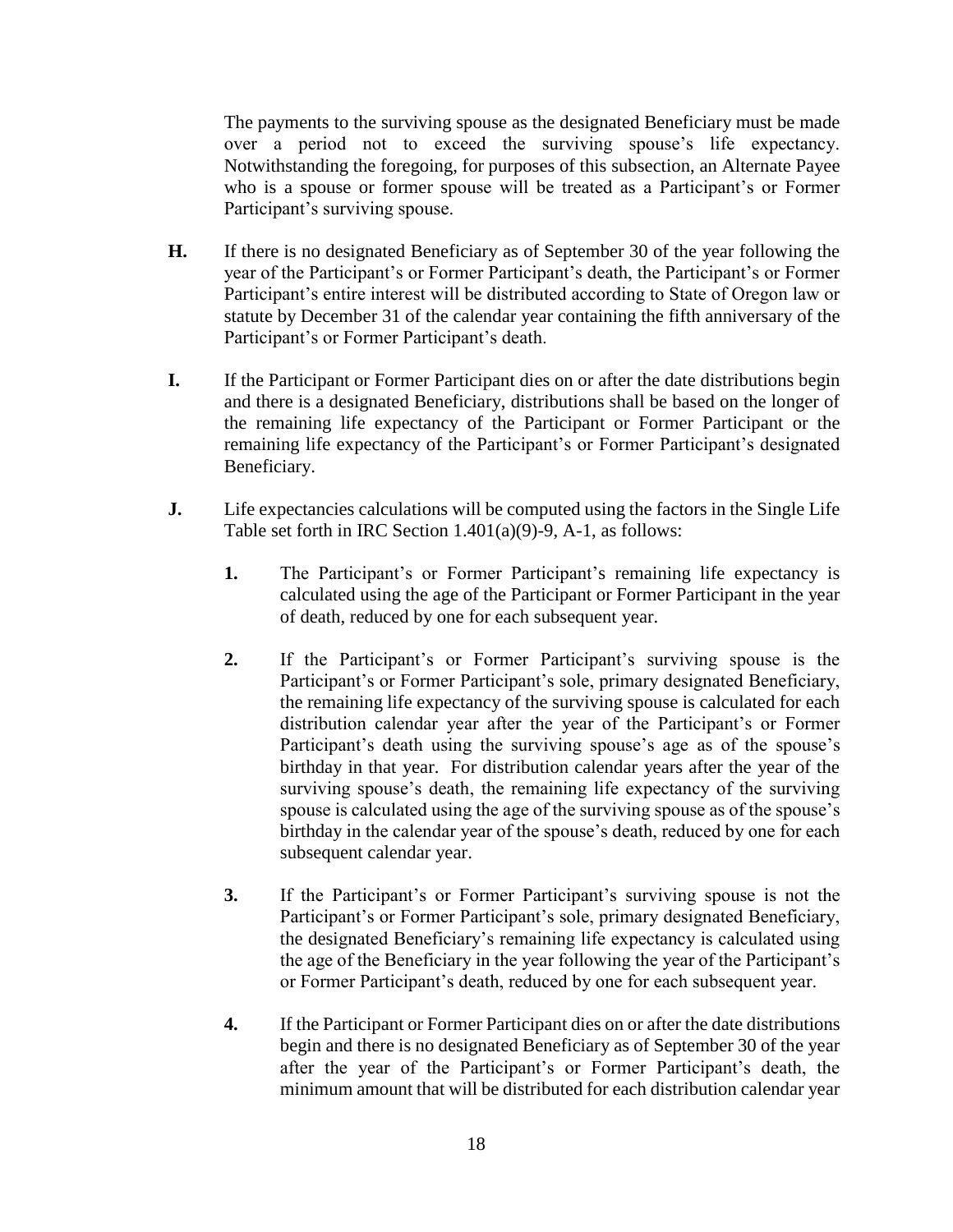The payments to the surviving spouse as the designated Beneficiary must be made over a period not to exceed the surviving spouse's life expectancy. Notwithstanding the foregoing, for purposes of this subsection, an Alternate Payee who is a spouse or former spouse will be treated as a Participant's or Former Participant's surviving spouse.

**H.** If there is no designated Beneficiary as of September 30 of the year following the year of the Participant's or Former Participant's death, the Participant's or Former Participant's entire interest will be distributed according to State of Oregon law or statute by December 31 of the calendar year containing the fifth anniversary of the Participant's or Former Participant's death.

**I.** If the Participant or Former Participant dies on or after the date distributions begin and there is a designated Beneficiary, distributions shall be based on the longer of the remaining life expectancy of the Participant or Former Participant or the remaining life expectancy of the Participant's or Former Participant's designated Beneficiary.

**J.** Life expectancies calculations will be computed using the factors in the Single Life Table set forth in IRC Section 1.401(a)(9)-9, A-1, as follows:

**1.** The Participant's or Former Participant's remaining life expectancy is calculated using the age of the Participant or Former Participant in the year of death, reduced by one for each subsequent year.

**2.** If the Participant's or Former Participant's surviving spouse is the Participant's or Former Participant's sole, primary designated Beneficiary, the remaining life expectancy of the surviving spouse is calculated for each distribution calendar year after the year of the Participant's or Former Participant's death using the surviving spouse's age as of the spouse's birthday in that year. For distribution calendar years after the year of the surviving spouse's death, the remaining life expectancy of the surviving spouse is calculated using the age of the surviving spouse as of the spouse's birthday in the calendar year of the spouse's death, reduced by one for each subsequent calendar year.

**3.** If the Participant's or Former Participant's surviving spouse is not the Participant's or Former Participant's sole, primary designated Beneficiary, the designated Beneficiary's remaining life expectancy is calculated using the age of the Beneficiary in the year following the year of the Participant's or Former Participant's death, reduced by one for each subsequent year.

**4.** If the Participant or Former Participant dies on or after the date distributions begin and there is no designated Beneficiary as of September 30 of the year after the year of the Participant's or Former Participant's death, the minimum amount that will be distributed for each distribution calendar year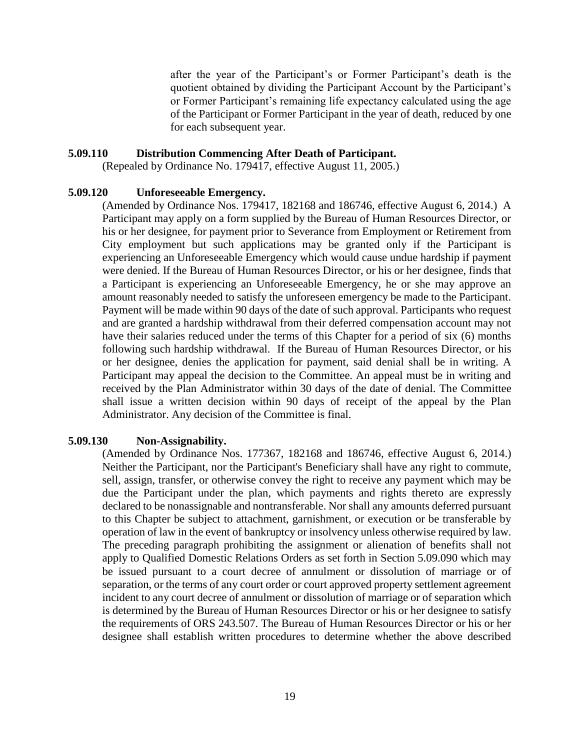after the year of the Participant's or Former Participant's death is the quotient obtained by dividing the Participant Account by the Participant's or Former Participant's remaining life expectancy calculated using the age of the Participant or Former Participant in the year of death, reduced by one for each subsequent year.

### 5.09.110 Distribution Commencing After Death of Participant.

(Repealed by Ordinance No. 179417, effective August 11, 2005.)

### 5.09.120 Unforeseeable Emergency.

(Amended by Ordinance Nos. 179417, 182168 and 186746, effective August 6, 2014.) A Participant may apply on a form supplied by the Bureau of Human Resources Director, or his or her designee, for payment prior to Severance from Employment or Retirement from City employment but such applications may be granted only if the Participant is experiencing an Unforeseeable Emergency which would cause undue hardship if payment were denied. If the Bureau of Human Resources Director, or his or her designee, finds that a Participant is experiencing an Unforeseeable Emergency, he or she may approve an amount reasonably needed to satisfy the unforeseen emergency be made to the Participant. Payment will be made within 90 days of the date of such approval. Participants who request and are granted a hardship withdrawal from their deferred compensation account may not have their salaries reduced under the terms of this Chapter for a period of six (6) months following such hardship withdrawal. If the Bureau of Human Resources Director, or his or her designee, denies the application for payment, said denial shall be in writing. A Participant may appeal the decision to the Committee. An appeal must be in writing and received by the Plan Administrator within 30 days of the date of denial. The Committee shall issue a written decision within 90 days of receipt of the appeal by the Plan Administrator. Any decision of the Committee is final.

### 5.09.130 Non-Assignability.

(Amended by Ordinance Nos. 177367, 182168 and 186746, effective August 6, 2014.) Neither the Participant, nor the Participant's Beneficiary shall have any right to commute, sell, assign, transfer, or otherwise convey the right to receive any payment which may be due the Participant under the plan, which payments and rights thereto are expressly declared to be nonassignable and nontransferable. Nor shall any amounts deferred pursuant to this Chapter be subject to attachment, garnishment, or execution or be transferable by operation of law in the event of bankruptcy or insolvency unless otherwise required by law. The preceding paragraph prohibiting the assignment or alienation of benefits shall not apply to Qualified Domestic Relations Orders as set forth in Section 5.09.090 which may be issued pursuant to a court decree of annulment or dissolution of marriage or of separation, or the terms of any court order or court approved property settlement agreement incident to any court decree of annulment or dissolution of marriage or of separation which is determined by the Bureau of Human Resources Director or his or her designee to satisfy the requirements of ORS 243.507. The Bureau of Human Resources Director or his or her designee shall establish written procedures to determine whether the above described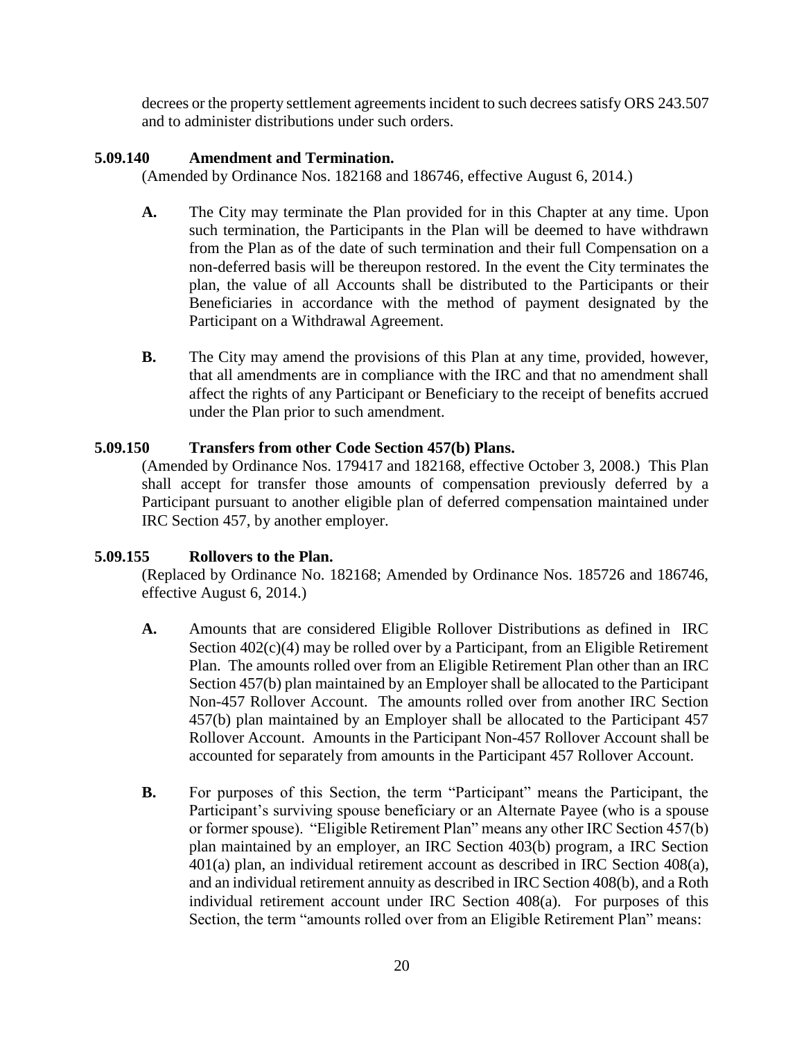decrees or the property settlement agreements incident to such decrees satisfy ORS 243.507 and to administer distributions under such orders.

### 5.09.140 Amendment and Termination.

(Amended by Ordinance Nos. 182168 and 186746, effective August 6, 2014.)

**A.** The City may terminate the Plan provided for in this Chapter at any time. Upon such termination, the Participants in the Plan will be deemed to have withdrawn from the Plan as of the date of such termination and their full Compensation on a non-deferred basis will be thereupon restored. In the event the City terminates the plan, the value of all Accounts shall be distributed to the Participants or their Beneficiaries in accordance with the method of payment designated by the Participant on a Withdrawal Agreement.

**B.** The City may amend the provisions of this Plan at any time, provided, however, that all amendments are in compliance with the IRC and that no amendment shall affect the rights of any Participant or Beneficiary to the receipt of benefits accrued under the Plan prior to such amendment.

### 5.09.150 Transfers from other Code Section 457(b) Plans.

(Amended by Ordinance Nos. 179417 and 182168, effective October 3, 2008.) This Plan shall accept for transfer those amounts of compensation previously deferred by a Participant pursuant to another eligible plan of deferred compensation maintained under IRC Section 457, by another employer.

### 5.09.155 Rollovers to the Plan.

(Replaced by Ordinance No. 182168; Amended by Ordinance Nos. 185726 and 186746, effective August 6, 2014.)

**A.** Amounts that are considered Eligible Rollover Distributions as defined in IRC Section 402(c)(4) may be rolled over by a Participant, from an Eligible Retirement Plan. The amounts rolled over from an Eligible Retirement Plan other than an IRC Section 457(b) plan maintained by an Employer shall be allocated to the Participant Non-457 Rollover Account. The amounts rolled over from another IRC Section 457(b) plan maintained by an Employer shall be allocated to the Participant 457 Rollover Account. Amounts in the Participant Non-457 Rollover Account shall be accounted for separately from amounts in the Participant 457 Rollover Account.

**B.** For purposes of this Section, the term "Participant" means the Participant, the Participant's surviving spouse beneficiary or an Alternate Payee (who is a spouse or former spouse). "Eligible Retirement Plan" means any other IRC Section 457(b) plan maintained by an employer, an IRC Section 403(b) program, a IRC Section 401(a) plan, an individual retirement account as described in IRC Section 408(a), and an individual retirement annuity as described in IRC Section 408(b), and a Roth individual retirement account under IRC Section 408(a). For purposes of this Section, the term "amounts rolled over from an Eligible Retirement Plan" means: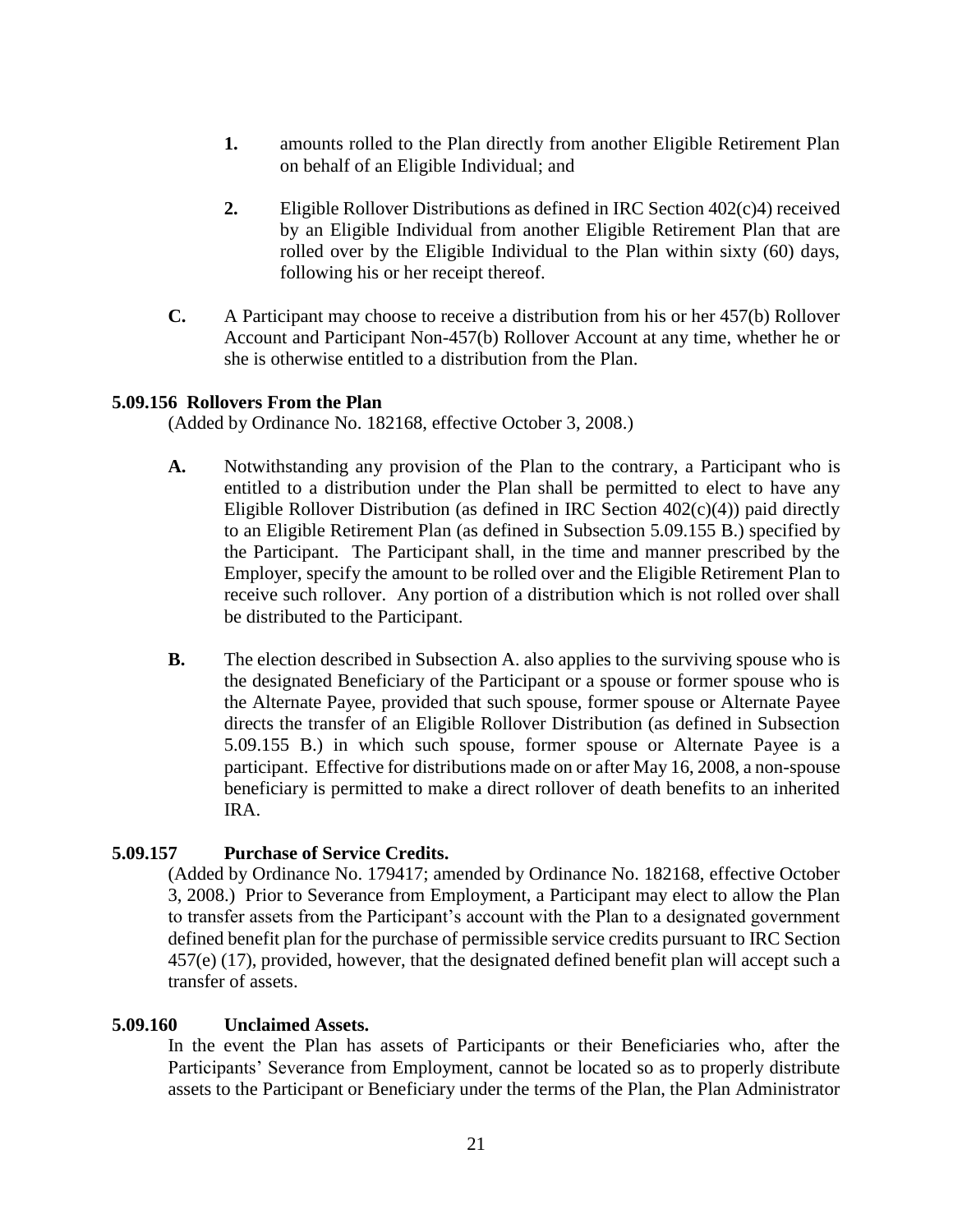1. amounts rolled to the Plan directly from another Eligible Retirement Plan on behalf of an Eligible Individual; and

2. Eligible Rollover Distributions as defined in IRC Section 402(c)4) received by an Eligible Individual from another Eligible Retirement Plan that are rolled over by the Eligible Individual to the Plan within sixty (60) days, following his or her receipt thereof.

**C.** A Participant may choose to receive a distribution from his or her 457(b) Rollover Account and Participant Non-457(b) Rollover Account at any time, whether he or she is otherwise entitled to a distribution from the Plan.

### 5.09.156 Rollovers From the Plan

(Added by Ordinance No. 182168, effective October 3, 2008.)

**A.** Notwithstanding any provision of the Plan to the contrary, a Participant who is entitled to a distribution under the Plan shall be permitted to elect to have any Eligible Rollover Distribution (as defined in IRC Section 402(c)(4)) paid directly to an Eligible Retirement Plan (as defined in Subsection 5.09.155 B.) specified by the Participant. The Participant shall, in the time and manner prescribed by the Employer, specify the amount to be rolled over and the Eligible Retirement Plan to receive such rollover. Any portion of a distribution which is not rolled over shall be distributed to the Participant.

**B.** The election described in Subsection A. also applies to the surviving spouse who is the designated Beneficiary of the Participant or a spouse or former spouse who is the Alternate Payee, provided that such spouse, former spouse or Alternate Payee directs the transfer of an Eligible Rollover Distribution (as defined in Subsection 5.09.155 B.) in which such spouse, former spouse or Alternate Payee is a participant. Effective for distributions made on or after May 16, 2008, a non-spouse beneficiary is permitted to make a direct rollover of death benefits to an inherited IRA.

### 5.09.157 Purchase of Service Credits.

(Added by Ordinance No. 179417; amended by Ordinance No. 182168, effective October 3, 2008.) Prior to Severance from Employment, a Participant may elect to allow the Plan to transfer assets from the Participant's account with the Plan to a designated government defined benefit plan for the purchase of permissible service credits pursuant to IRC Section 457(e) (17), provided, however, that the designated defined benefit plan will accept such a transfer of assets.

### 5.09.160 Unclaimed Assets.

In the event the Plan has assets of Participants or their Beneficiaries who, after the Participants' Severance from Employment, cannot be located so as to properly distribute assets to the Participant or Beneficiary under the terms of the Plan, the Plan Administrator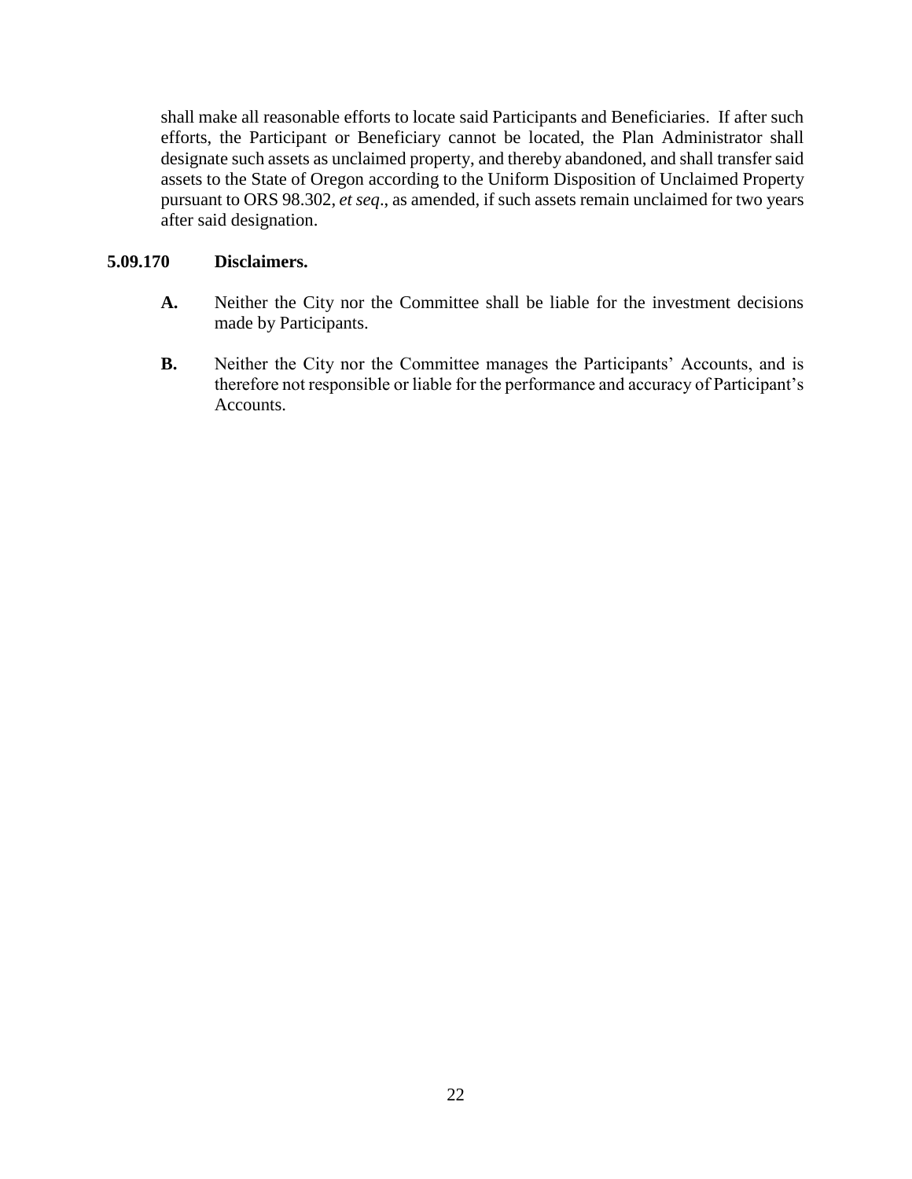shall make all reasonable efforts to locate said Participants and Beneficiaries. If after such efforts, the Participant or Beneficiary cannot be located, the Plan Administrator shall designate such assets as unclaimed property, and thereby abandoned, and shall transfer said assets to the State of Oregon according to the Uniform Disposition of Unclaimed Property pursuant to ORS 98.302, *et seq*., as amended, if such assets remain unclaimed for two years after said designation.

**5.09.170 Disclaimers.**

**A.** Neither the City nor the Committee shall be liable for the investment decisions made by Participants.

**B.** Neither the City nor the Committee manages the Participants' Accounts, and is therefore not responsible or liable for the performance and accuracy of Participant's Accounts.